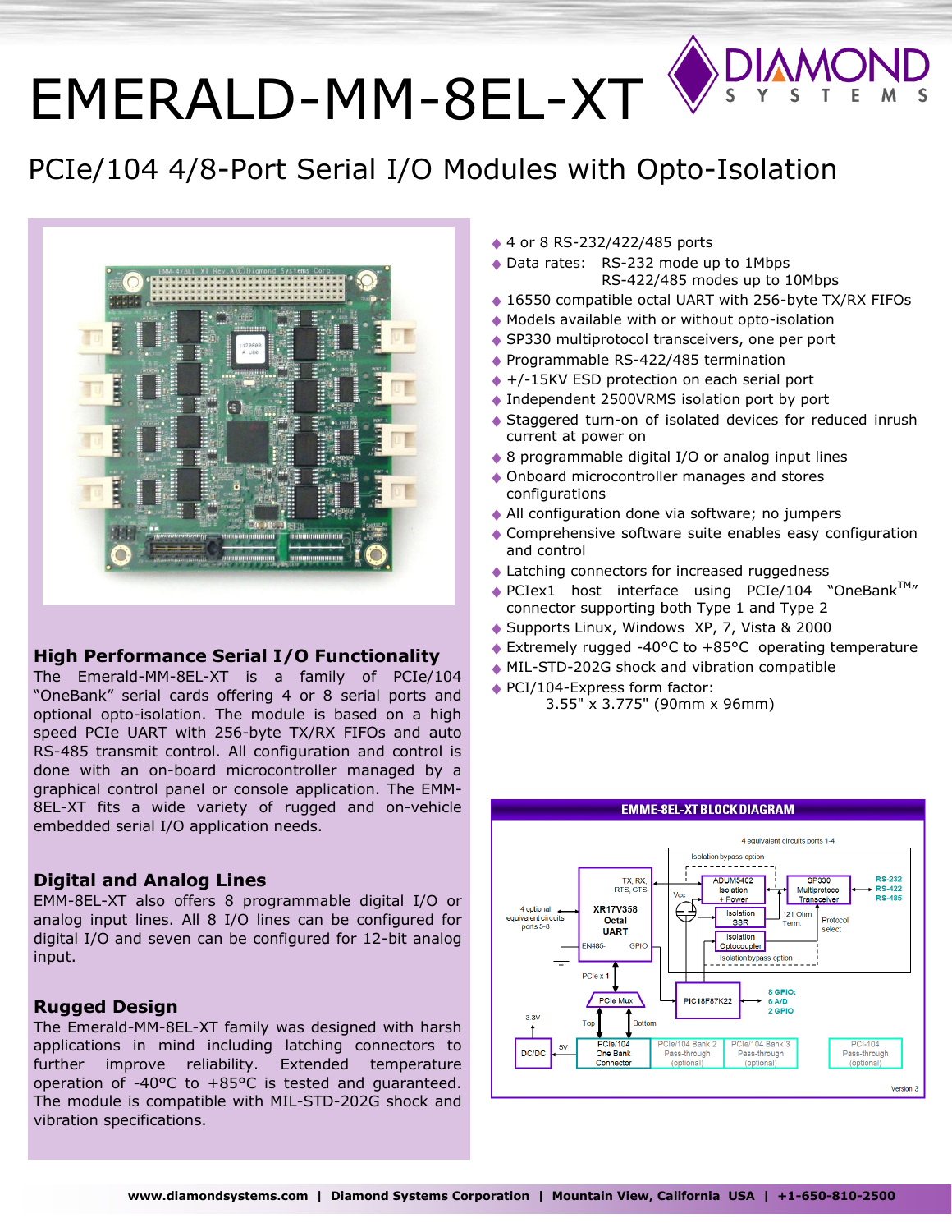# EMERALD-MM-8EL-XT

## PCIe/104 4/8-Port Serial I/O Modules with Opto-Isolation

### High Performance Serial I/O Functionality

The Emerald-MM-8EL-XT is a family of PCIe/104 "OneBank" serial cards offering 4 or 8 serial ports and optional opto-isolation. The module is based on a high speed PCIe UART with 256-byte TX/RX FIFOs and auto RS-485 transmit control. All configuration and control is done with an on-board microcontroller managed by a graphical control panel or console application. The EMM-8EL-XT fits a wide variety of rugged and on-vehicle embedded serial I/O application needs.

### Digital and Analog Lines

EMM-8EL-XT also offers 8 programmable digital I/O or analog input lines. All 8 I/O lines can be configured for digital I/O and seven can be configured for 12-bit analog input.

### Rugged Design

The Emerald-MM-8EL-XT family was designed with harsh applications in mind including latching connectors to further improve reliability. Extended temperature operation of -40°C to +85°C is tested and guaranteed. The module is compatible with MIL-STD-202G shock and vibration specifications.

- 4 or 8 RS-232/422/485 ports
- Data rates: RS-232 mode up to 1Mbps
  RS-422/485 modes up to 10Mbps
- 16550 compatible octal UART with 256-byte TX/RX FIFOs
- Models available with or without opto-isolation
- SP330 multiprotocol transceivers, one per port
- Programmable RS-422/485 termination
- +/-15KV ESD protection on each serial port
- Independent 2500VRMS isolation port by port
- Staggered turn-on of isolated devices for reduced inrush current at power on
- 8 programmable digital I/O or analog input lines
- Onboard microcontroller manages and stores configurations
- All configuration done via software; no jumpers
- Comprehensive software suite enables easy configuration and control
- Latching connectors for increased ruggedness
- PCIex1 host interface using PCIe/104 "OneBank™" connector supporting both Type 1 and Type 2
- Supports Linux, Windows XP, 7, Vista & 2000
- Extremely rugged -40°C to +85°C operating temperature
- MIL-STD-202G shock and vibration compatible
- PCI/104-Express form factor:
  3.55" x 3.775" (90mm x 96mm)

**EMME-8EL-XT BLOCK DIAGRAM**

4 equivalent circuits ports 1-4; Isolation bypass option; TX, RX, RTS, CTS; XR17V358 Octal UART; EN485-; GPIO; 4 optional equivalent circuits ports 5-8; Vcc; ADUM5402 Isolation + Power; Isolation SSR; Isolation Optocoupler; Isolation bypass option; SP330 Multiprotocol Transceiver; 121 Ohm Term.; Protocol select; RS-232 / RS-422 / RS-485; PCIe x 1; PCIe Mux; PIC18F87K22; 8 GPIO: 6 A/D, 2 GPIO; 3.3V; DC/DC; 5V; Top; Bottom; PCIe/104 One Bank Connector; PCIe/104 Bank 2 Pass-through (optional); PCIe/104 Bank 3 Pass-through (optional); PCI-104 Pass-through (optional); Version 3

www.diamondsystems.com | Diamond Systems Corporation | Mountain View, California USA | +1-650-810-2500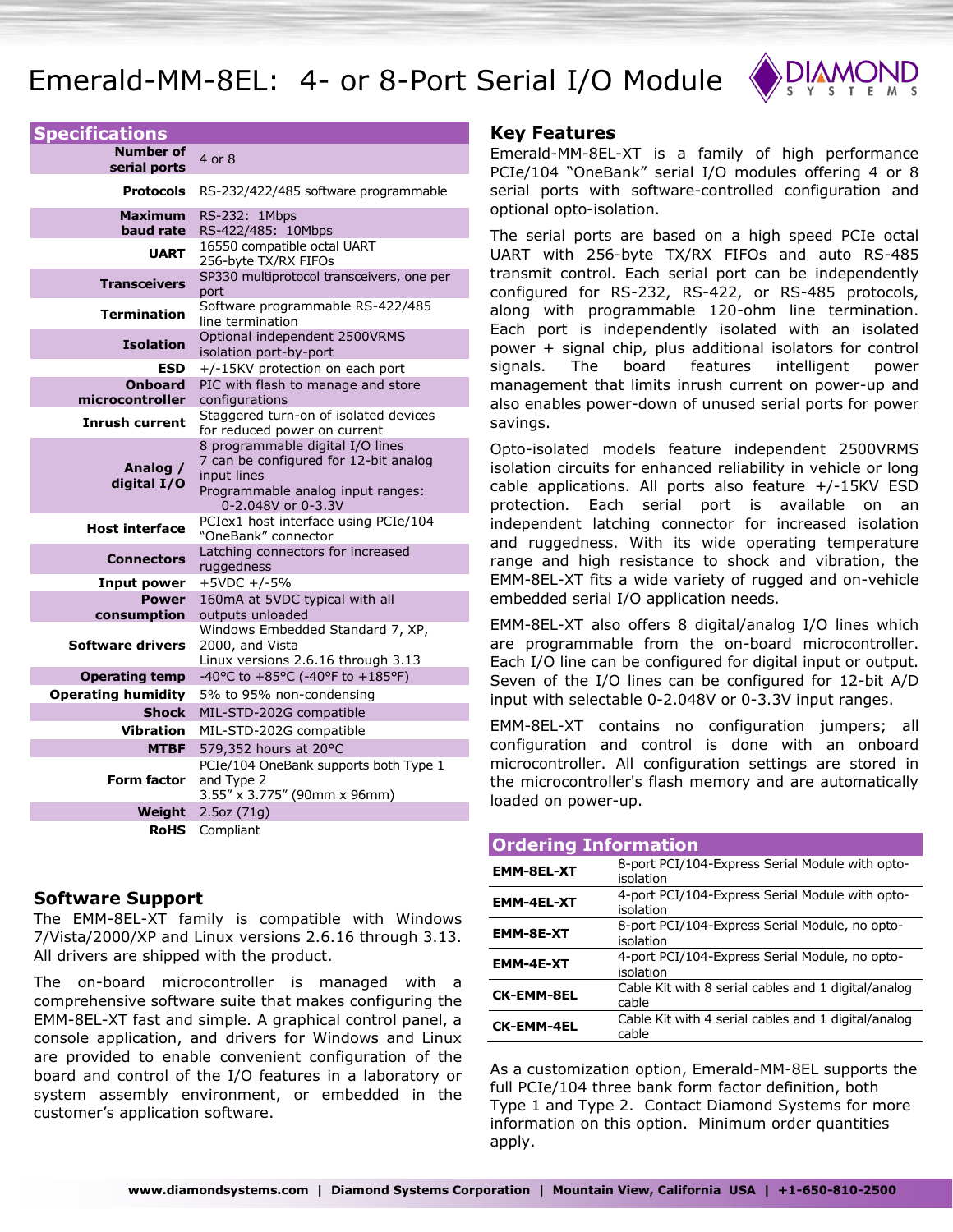# Emerald-MM-8EL: 4- or 8-Port Serial I/O Module

## Specifications

| | |
|---|---|
| **Number of serial ports** | 4 or 8 |
| **Protocols** | RS-232/422/485 software programmable |
| **Maximum baud rate** | RS-232: 1Mbps<br>RS-422/485: 10Mbps |
| **UART** | 16550 compatible octal UART<br>256-byte TX/RX FIFOs |
| **Transceivers** | SP330 multiprotocol transceivers, one per port |
| **Termination** | Software programmable RS-422/485 line termination |
| **Isolation** | Optional independent 2500VRMS isolation port-by-port |
| **ESD** | +/-15KV protection on each port |
| **Onboard microcontroller** | PIC with flash to manage and store configurations |
| **Inrush current** | Staggered turn-on of isolated devices for reduced power on current |
| **Analog / digital I/O** | 8 programmable digital I/O lines<br>7 can be configured for 12-bit analog input lines<br>Programmable analog input ranges: 0-2.048V or 0-3.3V |
| **Host interface** | PCIex1 host interface using PCIe/104 "OneBank" connector |
| **Connectors** | Latching connectors for increased ruggedness |
| **Input power** | +5VDC +/-5% |
| **Power consumption** | 160mA at 5VDC typical with all outputs unloaded |
| **Software drivers** | Windows Embedded Standard 7, XP, 2000, and Vista<br>Linux versions 2.6.16 through 3.13 |
| **Operating temp** | -40°C to +85°C (-40°F to +185°F) |
| **Operating humidity** | 5% to 95% non-condensing |
| **Shock** | MIL-STD-202G compatible |
| **Vibration** | MIL-STD-202G compatible |
| **MTBF** | 579,352 hours at 20°C |
| **Form factor** | PCIe/104 OneBank supports both Type 1 and Type 2<br>3.55" x 3.775" (90mm x 96mm) |
| **Weight** | 2.5oz (71g) |
| **RoHS** | Compliant |

## Software Support

The EMM-8EL-XT family is compatible with Windows 7/Vista/2000/XP and Linux versions 2.6.16 through 3.13. All drivers are shipped with the product.

The on-board microcontroller is managed with a comprehensive software suite that makes configuring the EMM-8EL-XT fast and simple. A graphical control panel, a console application, and drivers for Windows and Linux are provided to enable convenient configuration of the board and control of the I/O features in a laboratory or system assembly environment, or embedded in the customer's application software.

## Key Features

Emerald-MM-8EL-XT is a family of high performance PCIe/104 "OneBank" serial I/O modules offering 4 or 8 serial ports with software-controlled configuration and optional opto-isolation.

The serial ports are based on a high speed PCIe octal UART with 256-byte TX/RX FIFOs and auto RS-485 transmit control. Each serial port can be independently configured for RS-232, RS-422, or RS-485 protocols, along with programmable 120-ohm line termination. Each port is independently isolated with an isolated power + signal chip, plus additional isolators for control signals. The board features intelligent power management that limits inrush current on power-up and also enables power-down of unused serial ports for power savings.

Opto-isolated models feature independent 2500VRMS isolation circuits for enhanced reliability in vehicle or long cable applications. All ports also feature +/-15KV ESD protection. Each serial port is available on an independent latching connector for increased isolation and ruggedness. With its wide operating temperature range and high resistance to shock and vibration, the EMM-8EL-XT fits a wide variety of rugged and on-vehicle embedded serial I/O application needs.

EMM-8EL-XT also offers 8 digital/analog I/O lines which are programmable from the on-board microcontroller. Each I/O line can be configured for digital input or output. Seven of the I/O lines can be configured for 12-bit A/D input with selectable 0-2.048V or 0-3.3V input ranges.

EMM-8EL-XT contains no configuration jumpers; all configuration and control is done with an onboard microcontroller. All configuration settings are stored in the microcontroller's flash memory and are automatically loaded on power-up.

## Ordering Information

| | |
|---|---|
| **EMM-8EL-XT** | 8-port PCI/104-Express Serial Module with opto-isolation |
| **EMM-4EL-XT** | 4-port PCI/104-Express Serial Module with opto-isolation |
| **EMM-8E-XT** | 8-port PCI/104-Express Serial Module, no opto-isolation |
| **EMM-4E-XT** | 4-port PCI/104-Express Serial Module, no opto-isolation |
| **CK-EMM-8EL** | Cable Kit with 8 serial cables and 1 digital/analog cable |
| **CK-EMM-4EL** | Cable Kit with 4 serial cables and 1 digital/analog cable |

As a customization option, Emerald-MM-8EL supports the full PCIe/104 three bank form factor definition, both Type 1 and Type 2. Contact Diamond Systems for more information on this option. Minimum order quantities apply.